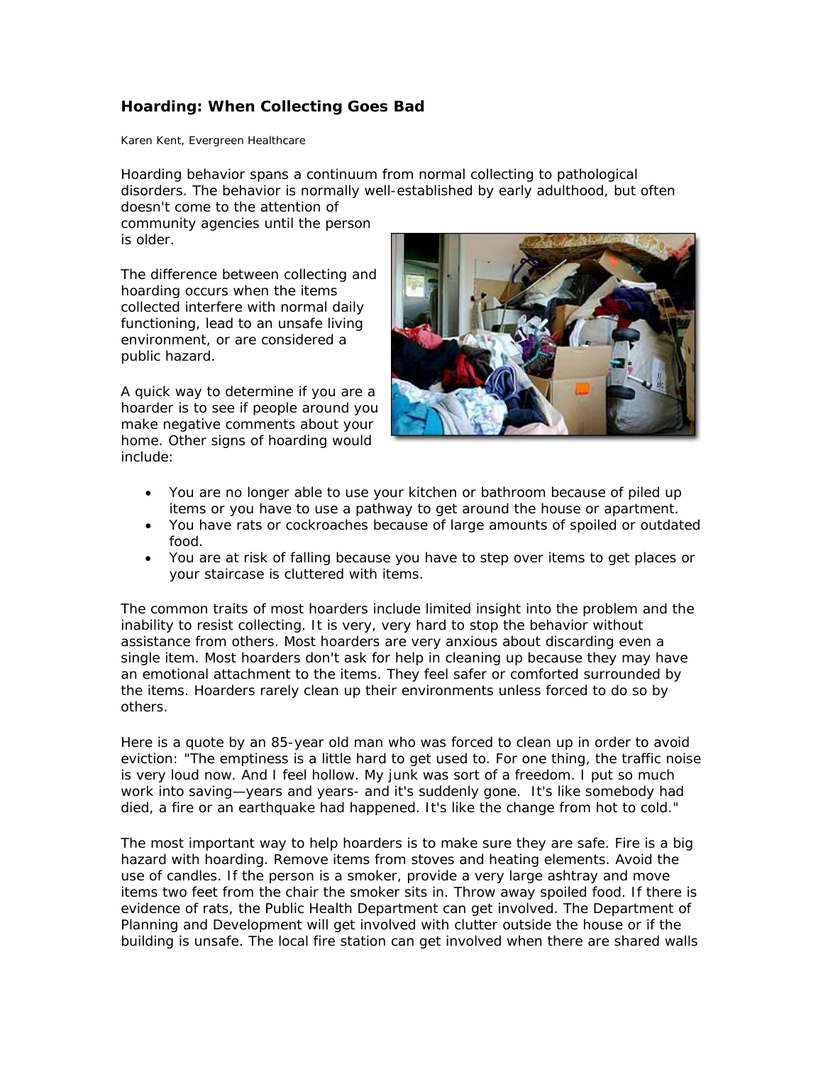## Hoarding: When Collecting Goes Bad

Karen Kent, Evergreen Healthcare

Hoarding behavior spans a continuum from normal collecting to pathological disorders. The behavior is normally well-established by early adulthood, but often doesn't come to the attention of community agencies until the person is older.

The difference between collecting and hoarding occurs when the items collected interfere with normal daily functioning, lead to an unsafe living environment, or are considered a public hazard.

A quick way to determine if you are a hoarder is to see if people around you make negative comments about your home. Other signs of hoarding would include:

- You are no longer able to use your kitchen or bathroom because of piled up items or you have to use a pathway to get around the house or apartment.
- You have rats or cockroaches because of large amounts of spoiled or outdated food.
- You are at risk of falling because you have to step over items to get places or your staircase is cluttered with items.

The common traits of most hoarders include limited insight into the problem and the inability to resist collecting. It is very, very hard to stop the behavior without assistance from others. Most hoarders are very anxious about discarding even a single item. Most hoarders don't ask for help in cleaning up because they may have an emotional attachment to the items. They feel safer or comforted surrounded by the items. Hoarders rarely clean up their environments unless forced to do so by others.

Here is a quote by an 85-year old man who was forced to clean up in order to avoid eviction: "The emptiness is a little hard to get used to. For one thing, the traffic noise is very loud now. And I feel hollow. My junk was sort of a freedom. I put so much work into saving—years and years- and it's suddenly gone. It's like somebody had died, a fire or an earthquake had happened. It's like the change from hot to cold."

The most important way to help hoarders is to make sure they are safe. Fire is a big hazard with hoarding. Remove items from stoves and heating elements. Avoid the use of candles. If the person is a smoker, provide a very large ashtray and move items two feet from the chair the smoker sits in. Throw away spoiled food. If there is evidence of rats, the Public Health Department can get involved. The Department of Planning and Development will get involved with clutter outside the house or if the building is unsafe. The local fire station can get involved when there are shared walls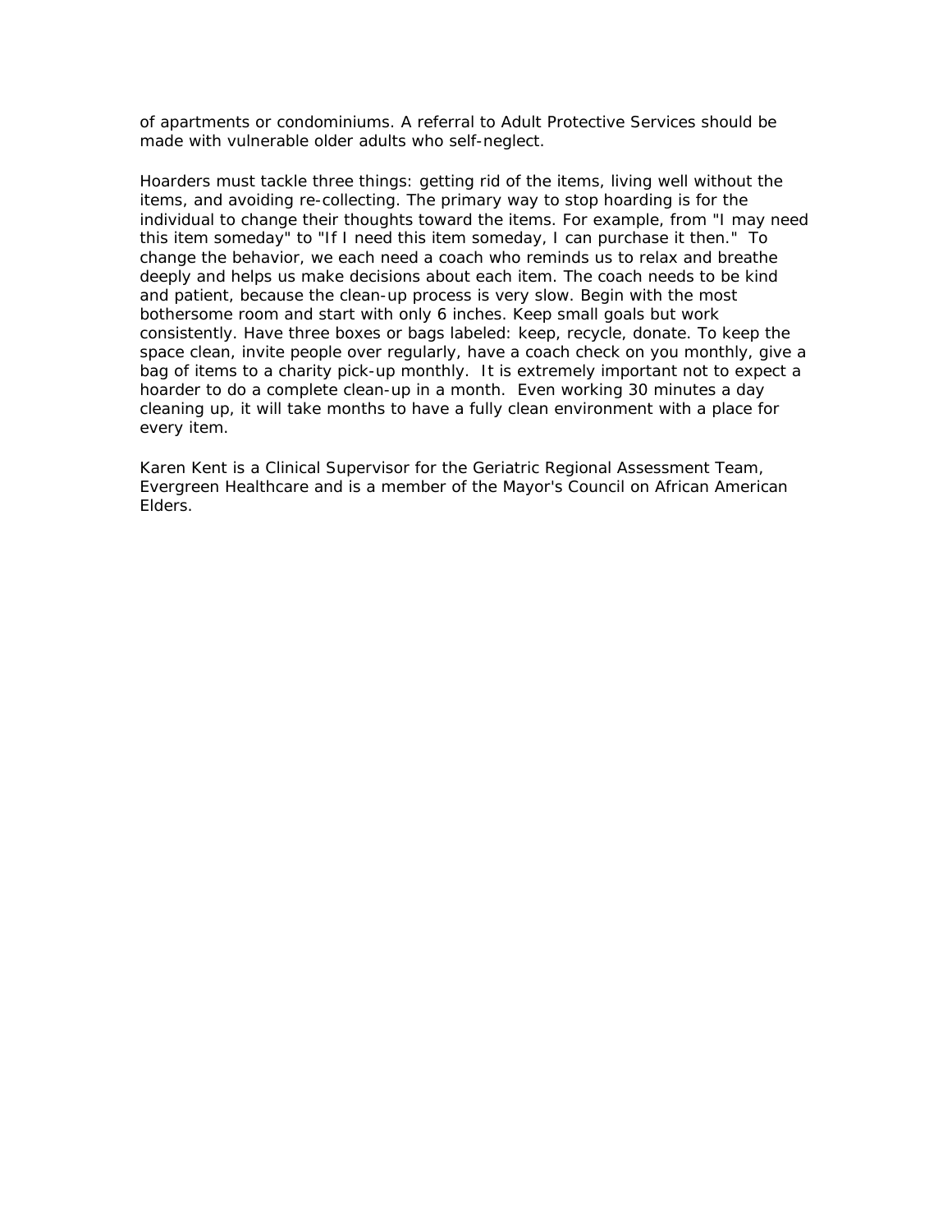of apartments or condominiums. A referral to Adult Protective Services should be made with vulnerable older adults who self-neglect.

Hoarders must tackle three things: getting rid of the items, living well without the items, and avoiding re-collecting. The primary way to stop hoarding is for the individual to change their thoughts toward the items. For example, from "I may need this item someday" to "If I need this item someday, I can purchase it then." To change the behavior, we each need a coach who reminds us to relax and breathe deeply and helps us make decisions about each item. The coach needs to be kind and patient, because the clean-up process is very slow. Begin with the most bothersome room and start with only 6 inches. Keep small goals but work consistently. Have three boxes or bags labeled: keep, recycle, donate. To keep the space clean, invite people over regularly, have a coach check on you monthly, give a bag of items to a charity pick-up monthly. It is extremely important not to expect a hoarder to do a complete clean-up in a month. Even working 30 minutes a day cleaning up, it will take months to have a fully clean environment with a place for every item.

Karen Kent is a Clinical Supervisor for the Geriatric Regional Assessment Team, Evergreen Healthcare and is a member of the Mayor's Council on African American Elders.